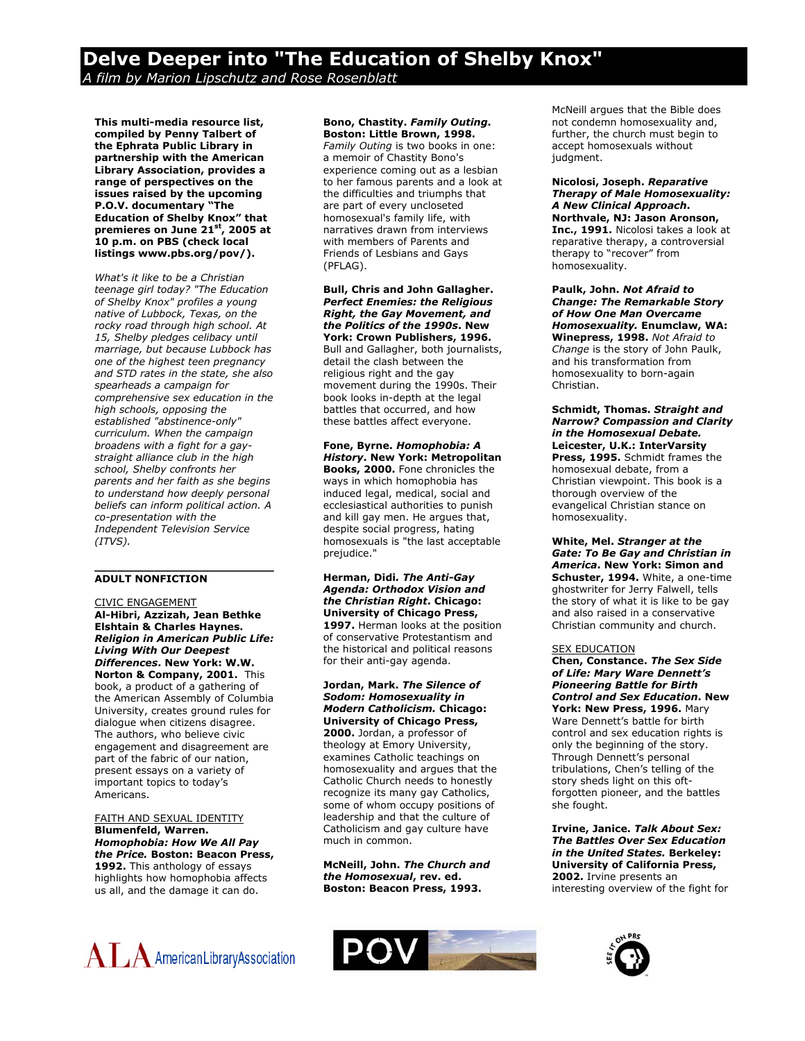# Delve Deeper into "The Education of Shelby Knox"

*A film by Marion Lipschutz and Rose Rosenblatt*

**This multi-media resource list, compiled by Penny Talbert of the Ephrata Public Library in partnership with the American Library Association, provides a range of perspectives on the issues raised by the upcoming P.O.V. documentary "The Education of Shelby Knox" that premieres on June 21st, 2005 at 10 p.m. on PBS (check local listings www.pbs.org/pov/).**

*What's it like to be a Christian teenage girl today? "The Education of Shelby Knox" profiles a young native of Lubbock, Texas, on the rocky road through high school. At 15, Shelby pledges celibacy until marriage, but because Lubbock has one of the highest teen pregnancy and STD rates in the state, she also spearheads a campaign for comprehensive sex education in the high schools, opposing the established "abstinence-only" curriculum. When the campaign broadens with a fight for a gay-straight alliance club in the high school, Shelby confronts her parents and her faith as she begins to understand how deeply personal beliefs can inform political action. A co-presentation with the Independent Television Service (ITVS).*

## ADULT NONFICTION

### CIVIC ENGAGEMENT

**Al-Hibri, Azzizah, Jean Bethke Elshtain & Charles Haynes. *Religion in American Public Life: Living With Our Deepest Differences*. New York: W.W. Norton & Company, 2001.** This book, a product of a gathering of the American Assembly of Columbia University, creates ground rules for dialogue when citizens disagree. The authors, who believe civic engagement and disagreement are part of the fabric of our nation, present essays on a variety of important topics to today's Americans.

### FAITH AND SEXUAL IDENTITY

**Blumenfeld, Warren. *Homophobia: How We All Pay the Price.* Boston: Beacon Press, 1992.** This anthology of essays highlights how homophobia affects us all, and the damage it can do.

**Bono, Chastity. *Family Outing*. Boston: Little Brown, 1998.** *Family Outing* is two books in one: a memoir of Chastity Bono's experience coming out as a lesbian to her famous parents and a look at the difficulties and triumphs that are part of every uncloseted homosexual's family life, with narratives drawn from interviews with members of Parents and Friends of Lesbians and Gays (PFLAG).

**Bull, Chris and John Gallagher. *Perfect Enemies: the Religious Right, the Gay Movement, and the Politics of the 1990s*. New York: Crown Publishers, 1996.** Bull and Gallagher, both journalists, detail the clash between the religious right and the gay movement during the 1990s. Their book looks in-depth at the legal battles that occurred, and how these battles affect everyone.

**Fone, Byrne. *Homophobia: A History*. New York: Metropolitan Books, 2000.** Fone chronicles the ways in which homophobia has induced legal, medical, social and ecclesiastical authorities to punish and kill gay men. He argues that, despite social progress, hating homosexuals is "the last acceptable prejudice."

**Herman, Didi. *The Anti-Gay Agenda: Orthodox Vision and the Christian Right*. Chicago: University of Chicago Press, 1997.** Herman looks at the position of conservative Protestantism and the historical and political reasons for their anti-gay agenda.

**Jordan, Mark. *The Silence of Sodom: Homosexuality in Modern Catholicism.* Chicago: University of Chicago Press, 2000.** Jordan, a professor of theology at Emory University, examines Catholic teachings on homosexuality and argues that the Catholic Church needs to honestly recognize its many gay Catholics, some of whom occupy positions of leadership and that the culture of Catholicism and gay culture have much in common.

**McNeill, John. *The Church and the Homosexual*, rev. ed. Boston: Beacon Press, 1993.** McNeill argues that the Bible does not condemn homosexuality and, further, the church must begin to accept homosexuals without judgment.

**Nicolosi, Joseph. *Reparative Therapy of Male Homosexuality: A New Clinical Approach*. Northvale, NJ: Jason Aronson, Inc., 1991.** Nicolosi takes a look at reparative therapy, a controversial therapy to "recover" from homosexuality.

**Paulk, John. *Not Afraid to Change: The Remarkable Story of How One Man Overcame Homosexuality.* Enumclaw, WA: Winepress, 1998.** *Not Afraid to Change* is the story of John Paulk, and his transformation from homosexuality to born-again Christian.

**Schmidt, Thomas. *Straight and Narrow? Compassion and Clarity in the Homosexual Debate.* Leicester, U.K.: InterVarsity Press, 1995.** Schmidt frames the homosexual debate, from a Christian viewpoint. This book is a thorough overview of the evangelical Christian stance on homosexuality.

**White, Mel. *Stranger at the Gate: To Be Gay and Christian in America*. New York: Simon and Schuster, 1994.** White, a one-time ghostwriter for Jerry Falwell, tells the story of what it is like to be gay and also raised in a conservative Christian community and church.

### SEX EDUCATION

**Chen, Constance. *The Sex Side of Life: Mary Ware Dennett's Pioneering Battle for Birth Control and Sex Education*. New York: New Press, 1996.** Mary Ware Dennett's battle for birth control and sex education rights is only the beginning of the story. Through Dennett's personal tribulations, Chen's telling of the story sheds light on this oft-forgotten pioneer, and the battles she fought.

**Irvine, Janice. *Talk About Sex: The Battles Over Sex Education in the United States.* Berkeley: University of California Press, 2002.** Irvine presents an interesting overview of the fight for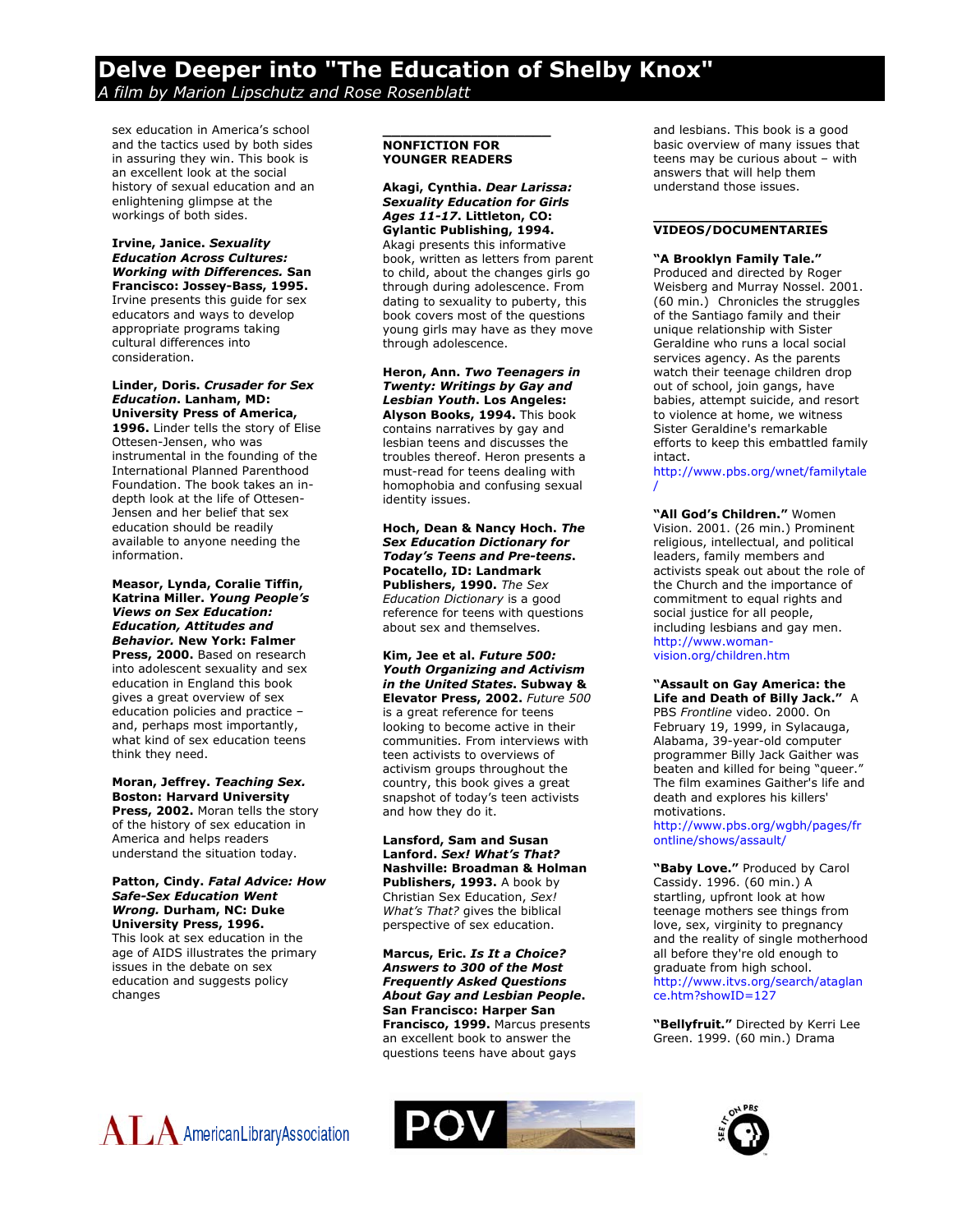sex education in America's school and the tactics used by both sides in assuring they win. This book is an excellent look at the social history of sexual education and an enlightening glimpse at the workings of both sides.

**Irvine, Janice. *Sexuality Education Across Cultures: Working with Differences.* San Francisco: Jossey-Bass, 1995.** Irvine presents this guide for sex educators and ways to develop appropriate programs taking cultural differences into consideration.

**Linder, Doris. *Crusader for Sex Education*. Lanham, MD: University Press of America, 1996.** Linder tells the story of Elise Ottesen-Jensen, who was instrumental in the founding of the International Planned Parenthood Foundation. The book takes an in-depth look at the life of Ottesen-Jensen and her belief that sex education should be readily available to anyone needing the information.

**Measor, Lynda, Coralie Tiffin, Katrina Miller. *Young People's Views on Sex Education: Education, Attitudes and Behavior.* New York: Falmer Press, 2000.** Based on research into adolescent sexuality and sex education in England this book gives a great overview of sex education policies and practice – and, perhaps most importantly, what kind of sex education teens think they need.

**Moran, Jeffrey. *Teaching Sex.* Boston: Harvard University Press, 2002.** Moran tells the story of the history of sex education in America and helps readers understand the situation today.

**Patton, Cindy. *Fatal Advice: How Safe-Sex Education Went Wrong.* Durham, NC: Duke University Press, 1996.** This look at sex education in the age of AIDS illustrates the primary issues in the debate on sex education and suggests policy changes

## NONFICTION FOR YOUNGER READERS

**Akagi, Cynthia. *Dear Larissa: Sexuality Education for Girls Ages 11-17*. Littleton, CO: Gylantic Publishing, 1994.** Akagi presents this informative book, written as letters from parent to child, about the changes girls go through during adolescence. From dating to sexuality to puberty, this book covers most of the questions young girls may have as they move through adolescence.

**Heron, Ann. *Two Teenagers in Twenty: Writings by Gay and Lesbian Youth*. Los Angeles: Alyson Books, 1994.** This book contains narratives by gay and lesbian teens and discusses the troubles thereof. Heron presents a must-read for teens dealing with homophobia and confusing sexual identity issues.

**Hoch, Dean & Nancy Hoch. *The Sex Education Dictionary for Today's Teens and Pre-teens.* Pocatello, ID: Landmark Publishers, 1990.** *The Sex Education Dictionary* is a good reference for teens with questions about sex and themselves.

**Kim, Jee et al. *Future 500: Youth Organizing and Activism in the United States.* Subway & Elevator Press, 2002.** *Future 500* is a great reference for teens looking to become active in their communities. From interviews with teen activists to overviews of activism groups throughout the country, this book gives a great snapshot of today's teen activists and how they do it.

**Lansford, Sam and Susan Lanford. *Sex! What's That?* Nashville: Broadman & Holman Publishers, 1993.** A book by Christian Sex Education, *Sex! What's That?* gives the biblical perspective of sex education.

**Marcus, Eric. *Is It a Choice? Answers to 300 of the Most Frequently Asked Questions About Gay and Lesbian People*. San Francisco: Harper San Francisco, 1999.** Marcus presents an excellent book to answer the questions teens have about gays and lesbians. This book is a good basic overview of many issues that teens may be curious about – with answers that will help them understand those issues.

## VIDEOS/DOCUMENTARIES

**"A Brooklyn Family Tale."** Produced and directed by Roger Weisberg and Murray Nossel. 2001. (60 min.) Chronicles the struggles of the Santiago family and their unique relationship with Sister Geraldine who runs a local social services agency. As the parents watch their teenage children drop out of school, join gangs, have babies, attempt suicide, and resort to violence at home, we witness Sister Geraldine's remarkable efforts to keep this embattled family intact.
http://www.pbs.org/wnet/familytale/

**"All God's Children."** Women Vision. 2001. (26 min.) Prominent religious, intellectual, and political leaders, family members and activists speak out about the role of the Church and the importance of commitment to equal rights and social justice for all people, including lesbians and gay men.
http://www.woman-vision.org/children.htm

**"Assault on Gay America: the Life and Death of Billy Jack."** A PBS *Frontline* video. 2000. On February 19, 1999, in Sylacauga, Alabama, 39-year-old computer programmer Billy Jack Gaither was beaten and killed for being "queer." The film examines Gaither's life and death and explores his killers' motivations.
http://www.pbs.org/wgbh/pages/frontline/shows/assault/

**"Baby Love."** Produced by Carol Cassidy. 1996. (60 min.) A startling, upfront look at how teenage mothers see things from love, sex, virginity to pregnancy and the reality of single motherhood all before they're old enough to graduate from high school.
http://www.itvs.org/search/ataglance.htm?showID=127

**"Bellyfruit."** Directed by Kerri Lee Green. 1999. (60 min.) Drama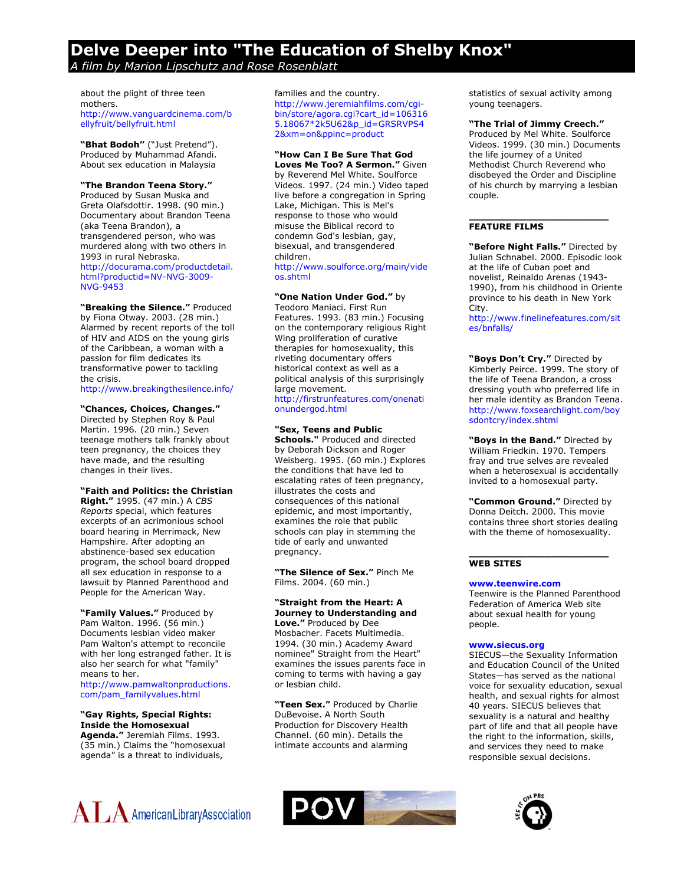about the plight of three teen mothers.
http://www.vanguardcinema.com/bellyfruit/bellyfruit.html

**"Bhat Bodoh"** ("Just Pretend"). Produced by Muhammad Afandi. About sex education in Malaysia

**"The Brandon Teena Story."** Produced by Susan Muska and Greta Olafsdottir. 1998. (90 min.) Documentary about Brandon Teena (aka Teena Brandon), a transgendered person, who was murdered along with two others in 1993 in rural Nebraska.
http://docurama.com/productdetail.html?productid=NV-NVG-3009-NVG-9453

**"Breaking the Silence."** Produced by Fiona Otway. 2003. (28 min.) Alarmed by recent reports of the toll of HIV and AIDS on the young girls of the Caribbean, a woman with a passion for film dedicates its transformative power to tackling the crisis.
http://www.breakingthesilence.info/

**"Chances, Choices, Changes."** Directed by Stephen Roy & Paul Martin. 1996. (20 min.) Seven teenage mothers talk frankly about teen pregnancy, the choices they have made, and the resulting changes in their lives.

**"Faith and Politics: the Christian Right."** 1995. (47 min.) A *CBS Reports* special, which features excerpts of an acrimonious school board hearing in Merrimack, New Hampshire. After adopting an abstinence-based sex education program, the school board dropped all sex education in response to a lawsuit by Planned Parenthood and People for the American Way.

**"Family Values."** Produced by Pam Walton. 1996. (56 min.) Documents lesbian video maker Pam Walton's attempt to reconcile with her long estranged father. It is also her search for what "family" means to her.
http://www.pamwaltonproductions.com/pam_familyvalues.html

**"Gay Rights, Special Rights: Inside the Homosexual Agenda."** Jeremiah Films. 1993. (35 min.) Claims the "homosexual agenda" is a threat to individuals, families and the country.
http://www.jeremiahfilms.com/cgi-bin/store/agora.cgi?cart_id=1063165.18067*2k5U62&p_id=GRSRVPS42&xm=on&ppinc=product

**"How Can I Be Sure That God Loves Me Too? A Sermon."** Given by Reverend Mel White. Soulforce Videos. 1997. (24 min.) Video taped live before a congregation in Spring Lake, Michigan. This is Mel's response to those who would misuse the Biblical record to condemn God's lesbian, gay, bisexual, and transgendered children.
http://www.soulforce.org/main/videos.shtml

**"One Nation Under God."** by Teodoro Maniaci. First Run Features. 1993. (83 min.) Focusing on the contemporary religious Right Wing proliferation of curative therapies for homosexuality, this riveting documentary offers historical context as well as a political analysis of this surprisingly large movement.
http://firstrunfeatures.com/onenationundergod.html

**"Sex, Teens and Public Schools."** Produced and directed by Deborah Dickson and Roger Weisberg. 1995. (60 min.) Explores the conditions that have led to escalating rates of teen pregnancy, illustrates the costs and consequences of this national epidemic, and most importantly, examines the role that public schools can play in stemming the tide of early and unwanted pregnancy.

**"The Silence of Sex."** Pinch Me Films. 2004. (60 min.)

**"Straight from the Heart: A Journey to Understanding and Love."** Produced by Dee Mosbacher. Facets Multimedia. 1994. (30 min.) Academy Award nominee" Straight from the Heart" examines the issues parents face in coming to terms with having a gay or lesbian child.

**"Teen Sex."** Produced by Charlie DuBevoise. A North South Production for Discovery Health Channel. (60 min). Details the intimate accounts and alarming statistics of sexual activity among young teenagers.

**"The Trial of Jimmy Creech."** Produced by Mel White. Soulforce Videos. 1999. (30 min.) Documents the life journey of a United Methodist Church Reverend who disobeyed the Order and Discipline of his church by marrying a lesbian couple.

## FEATURE FILMS

**"Before Night Falls."** Directed by Julian Schnabel. 2000. Episodic look at the life of Cuban poet and novelist, Reinaldo Arenas (1943-1990), from his childhood in Oriente province to his death in New York City.
http://www.finelinefeatures.com/sites/bnfalls/

**"Boys Don't Cry."** Directed by Kimberly Peirce. 1999. The story of the life of Teena Brandon, a cross dressing youth who preferred life in her male identity as Brandon Teena.
http://www.foxsearchlight.com/boysdontcry/index.shtml

**"Boys in the Band."** Directed by William Friedkin. 1970. Tempers fray and true selves are revealed when a heterosexual is accidentally invited to a homosexual party.

**"Common Ground."** Directed by Donna Deitch. 2000. This movie contains three short stories dealing with the theme of homosexuality.

## WEB SITES

**www.teenwire.com**
Teenwire is the Planned Parenthood Federation of America Web site about sexual health for young people.

**www.siecus.org**
SIECUS—the Sexuality Information and Education Council of the United States—has served as the national voice for sexuality education, sexual health, and sexual rights for almost 40 years. SIECUS believes that sexuality is a natural and healthy part of life and that all people have the right to the information, skills, and services they need to make responsible sexual decisions.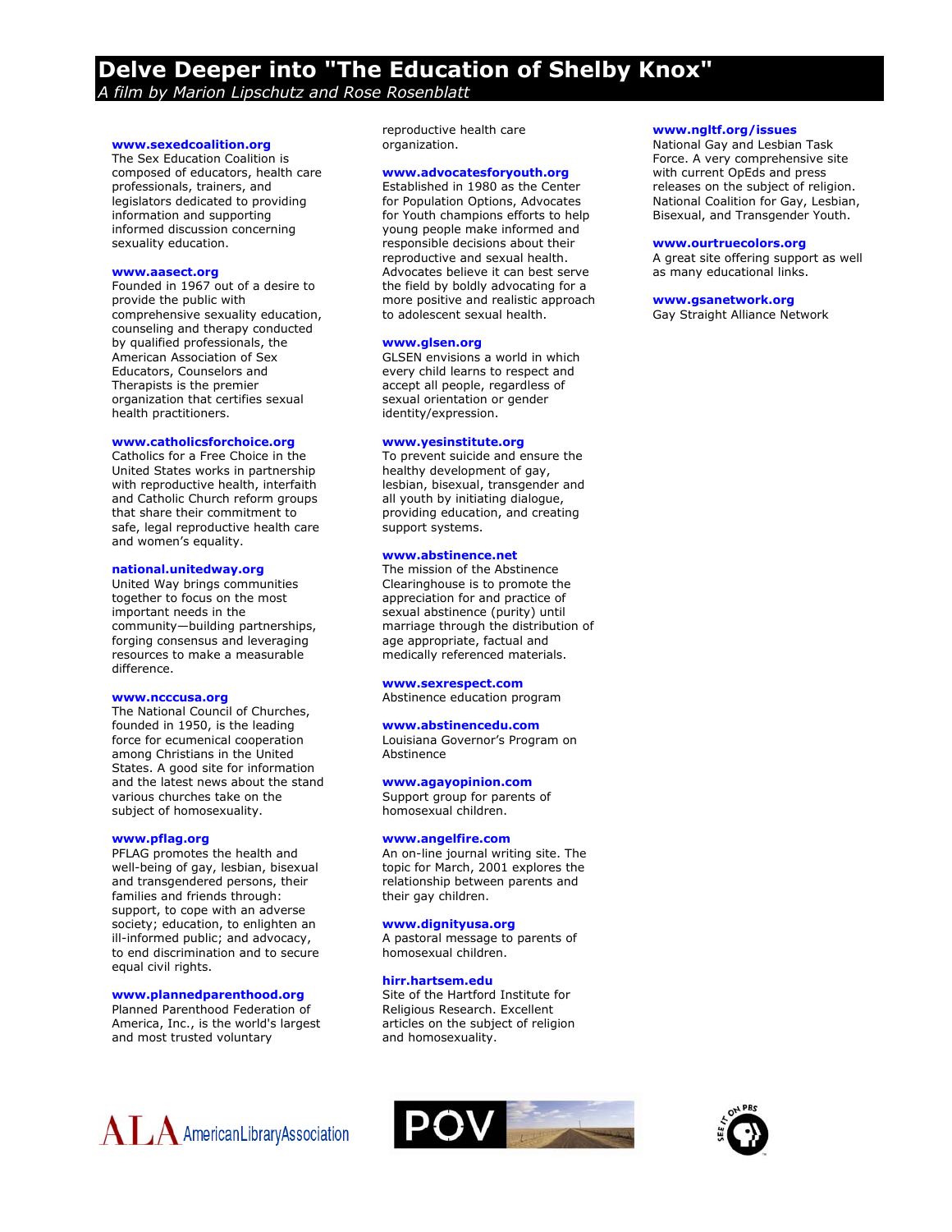# Delve Deeper into "The Education of Shelby Knox"

*A film by Marion Lipschutz and Rose Rosenblatt*

**www.sexedcoalition.org**
The Sex Education Coalition is composed of educators, health care professionals, trainers, and legislators dedicated to providing information and supporting informed discussion concerning sexuality education.

**www.aasect.org**
Founded in 1967 out of a desire to provide the public with comprehensive sexuality education, counseling and therapy conducted by qualified professionals, the American Association of Sex Educators, Counselors and Therapists is the premier organization that certifies sexual health practitioners.

**www.catholicsforchoice.org**
Catholics for a Free Choice in the United States works in partnership with reproductive health, interfaith and Catholic Church reform groups that share their commitment to safe, legal reproductive health care and women's equality.

**national.unitedway.org**
United Way brings communities together to focus on the most important needs in the community—building partnerships, forging consensus and leveraging resources to make a measurable difference.

**www.ncccusa.org**
The National Council of Churches, founded in 1950, is the leading force for ecumenical cooperation among Christians in the United States. A good site for information and the latest news about the stand various churches take on the subject of homosexuality.

**www.pflag.org**
PFLAG promotes the health and well-being of gay, lesbian, bisexual and transgendered persons, their families and friends through: support, to cope with an adverse society; education, to enlighten an ill-informed public; and advocacy, to end discrimination and to secure equal civil rights.

**www.plannedparenthood.org**
Planned Parenthood Federation of America, Inc., is the world's largest and most trusted voluntary reproductive health care organization.

**www.advocatesforyouth.org**
Established in 1980 as the Center for Population Options, Advocates for Youth champions efforts to help young people make informed and responsible decisions about their reproductive and sexual health. Advocates believe it can best serve the field by boldly advocating for a more positive and realistic approach to adolescent sexual health.

**www.glsen.org**
GLSEN envisions a world in which every child learns to respect and accept all people, regardless of sexual orientation or gender identity/expression.

**www.yesinstitute.org**
To prevent suicide and ensure the healthy development of gay, lesbian, bisexual, transgender and all youth by initiating dialogue, providing education, and creating support systems.

**www.abstinence.net**
The mission of the Abstinence Clearinghouse is to promote the appreciation for and practice of sexual abstinence (purity) until marriage through the distribution of age appropriate, factual and medically referenced materials.

**www.sexrespect.com**
Abstinence education program

**www.abstinencedu.com**
Louisiana Governor's Program on Abstinence

**www.agayopinion.com**
Support group for parents of homosexual children.

**www.angelfire.com**
An on-line journal writing site. The topic for March, 2001 explores the relationship between parents and their gay children.

**www.dignityusa.org**
A pastoral message to parents of homosexual children.

**hirr.hartsem.edu**
Site of the Hartford Institute for Religious Research. Excellent articles on the subject of religion and homosexuality.

**www.ngltf.org/issues**
National Gay and Lesbian Task Force. A very comprehensive site with current OpEds and press releases on the subject of religion. National Coalition for Gay, Lesbian, Bisexual, and Transgender Youth.

**www.ourtruecolors.org**
A great site offering support as well as many educational links.

**www.gsanetwork.org**
Gay Straight Alliance Network

ALA AmericanLibraryAssociation

POV

SEE IT ON PBS